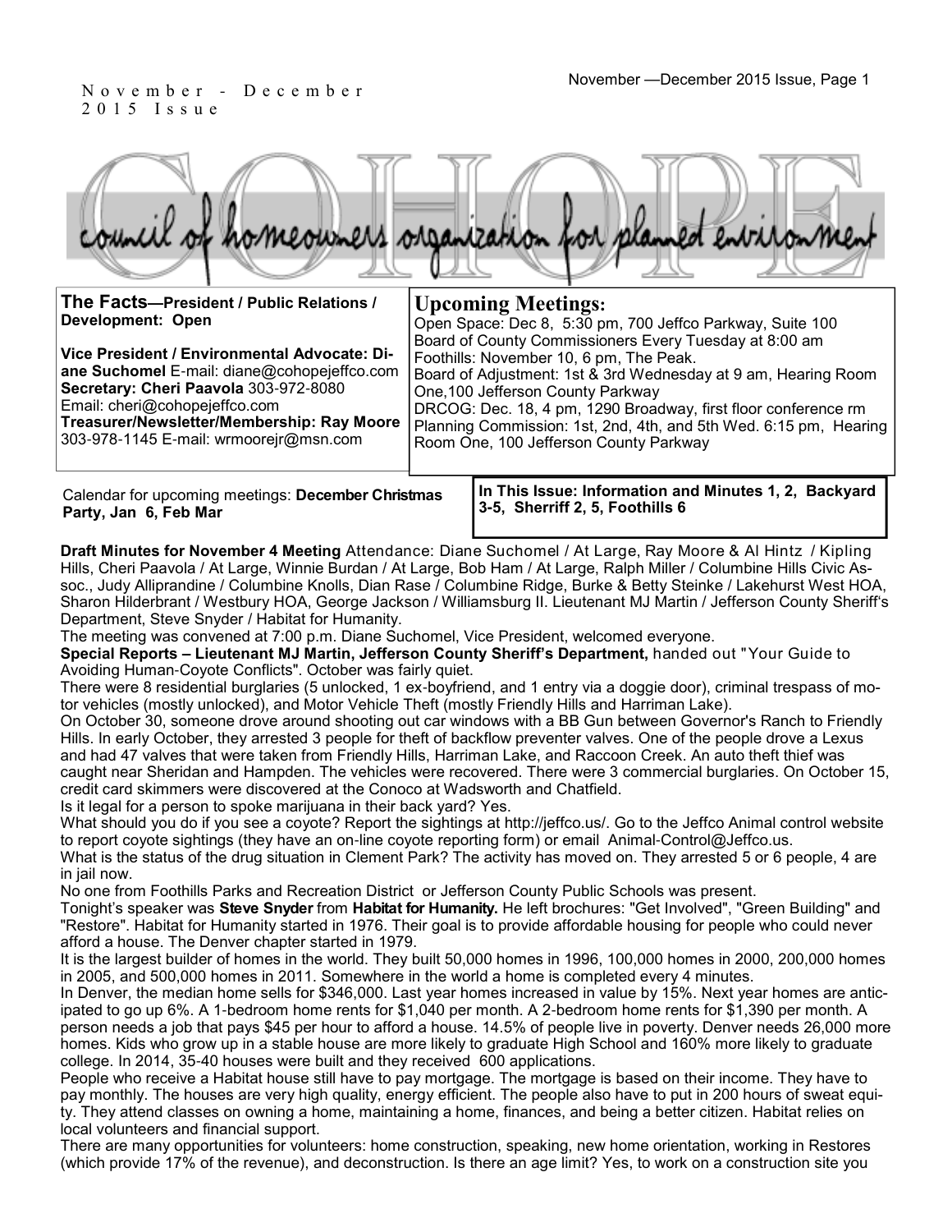November - December 2015 Issue

# COHOPE

council of homeowners organization for planned environment

**The Facts—President / Public Relations / Development: Open**

**Vice President / Environmental Advocate: Diane Suchomel** E-mail: diane@cohopejeffco.com
**Secretary: Cheri Paavola** 303-972-8080
Email: cheri@cohopejeffco.com
**Treasurer/Newsletter/Membership: Ray Moore** 303-978-1145 E-mail: wrmoorejr@msn.com

## Upcoming Meetings:

Open Space: Dec 8, 5:30 pm, 700 Jeffco Parkway, Suite 100
Board of County Commissioners Every Tuesday at 8:00 am
Foothills: November 10, 6 pm, The Peak.
Board of Adjustment: 1st & 3rd Wednesday at 9 am, Hearing Room One,100 Jefferson County Parkway
DRCOG: Dec. 18, 4 pm, 1290 Broadway, first floor conference rm
Planning Commission: 1st, 2nd, 4th, and 5th Wed. 6:15 pm, Hearing Room One, 100 Jefferson County Parkway

Calendar for upcoming meetings: **December Christmas Party, Jan 6, Feb Mar**

**In This Issue: Information and Minutes 1, 2, Backyard 3-5, Sherriff 2, 5, Foothills 6**

**Draft Minutes for November 4 Meeting** Attendance: Diane Suchomel / At Large, Ray Moore & Al Hintz / Kipling Hills, Cheri Paavola / At Large, Winnie Burdan / At Large, Bob Ham / At Large, Ralph Miller / Columbine Hills Civic Assoc., Judy Alliprandine / Columbine Knolls, Dian Rase / Columbine Ridge, Burke & Betty Steinke / Lakehurst West HOA, Sharon Hilderbrant / Westbury HOA, George Jackson / Williamsburg II. Lieutenant MJ Martin / Jefferson County Sheriff's Department, Steve Snyder / Habitat for Humanity.

The meeting was convened at 7:00 p.m. Diane Suchomel, Vice President, welcomed everyone.

**Special Reports – Lieutenant MJ Martin, Jefferson County Sheriff's Department,** handed out "Your Guide to Avoiding Human-Coyote Conflicts". October was fairly quiet.

There were 8 residential burglaries (5 unlocked, 1 ex-boyfriend, and 1 entry via a doggie door), criminal trespass of motor vehicles (mostly unlocked), and Motor Vehicle Theft (mostly Friendly Hills and Harriman Lake).

On October 30, someone drove around shooting out car windows with a BB Gun between Governor's Ranch to Friendly Hills. In early October, they arrested 3 people for theft of backflow preventer valves. One of the people drove a Lexus and had 47 valves that were taken from Friendly Hills, Harriman Lake, and Raccoon Creek. An auto theft thief was caught near Sheridan and Hampden. The vehicles were recovered. There were 3 commercial burglaries. On October 15, credit card skimmers were discovered at the Conoco at Wadsworth and Chatfield.

Is it legal for a person to spoke marijuana in their back yard? Yes.

What should you do if you see a coyote? Report the sightings at http://jeffco.us/. Go to the Jeffco Animal control website to report coyote sightings (they have an on-line coyote reporting form) or email Animal-Control@Jeffco.us.

What is the status of the drug situation in Clement Park? The activity has moved on. They arrested 5 or 6 people, 4 are in jail now.

No one from Foothills Parks and Recreation District or Jefferson County Public Schools was present.

Tonight's speaker was **Steve Snyder** from **Habitat for Humanity.** He left brochures: "Get Involved", "Green Building" and "Restore". Habitat for Humanity started in 1976. Their goal is to provide affordable housing for people who could never afford a house. The Denver chapter started in 1979.

It is the largest builder of homes in the world. They built 50,000 homes in 1996, 100,000 homes in 2000, 200,000 homes in 2005, and 500,000 homes in 2011. Somewhere in the world a home is completed every 4 minutes.

In Denver, the median home sells for $346,000. Last year homes increased in value by 15%. Next year homes are anticipated to go up 6%. A 1-bedroom home rents for $1,040 per month. A 2-bedroom home rents for $1,390 per month. A person needs a job that pays $45 per hour to afford a house. 14.5% of people live in poverty. Denver needs 26,000 more homes. Kids who grow up in a stable house are more likely to graduate High School and 160% more likely to graduate college. In 2014, 35-40 houses were built and they received 600 applications.

People who receive a Habitat house still have to pay mortgage. The mortgage is based on their income. They have to pay monthly. The houses are very high quality, energy efficient. The people also have to put in 200 hours of sweat equity. They attend classes on owning a home, maintaining a home, finances, and being a better citizen. Habitat relies on local volunteers and financial support.

There are many opportunities for volunteers: home construction, speaking, new home orientation, working in Restores (which provide 17% of the revenue), and deconstruction. Is there an age limit? Yes, to work on a construction site you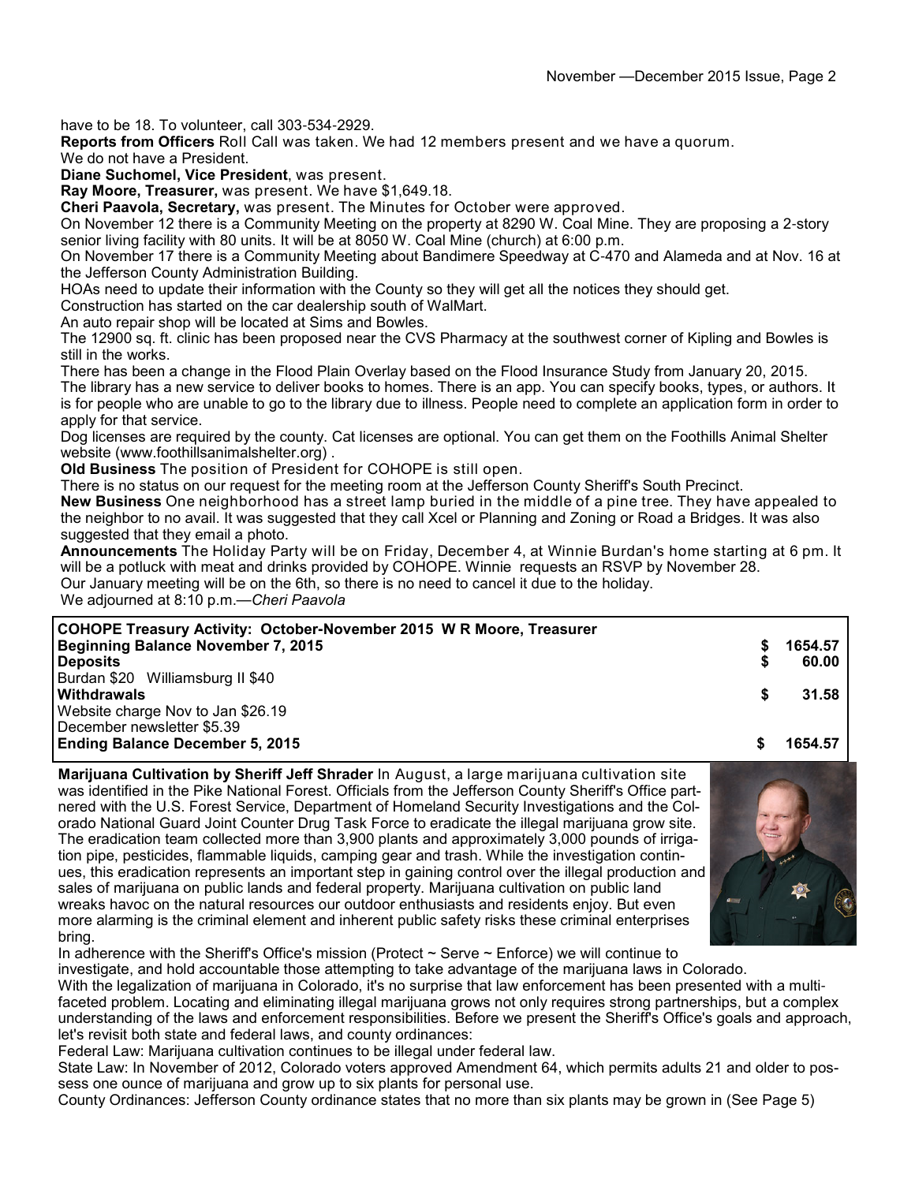have to be 18. To volunteer, call 303-534-2929.

**Reports from Officers** Roll Call was taken. We had 12 members present and we have a quorum.

We do not have a President.

**Diane Suchomel, Vice President**, was present.

**Ray Moore, Treasurer,** was present. We have $1,649.18.

**Cheri Paavola, Secretary,** was present. The Minutes for October were approved.

On November 12 there is a Community Meeting on the property at 8290 W. Coal Mine. They are proposing a 2-story senior living facility with 80 units. It will be at 8050 W. Coal Mine (church) at 6:00 p.m.

On November 17 there is a Community Meeting about Bandimere Speedway at C-470 and Alameda and at Nov. 16 at the Jefferson County Administration Building.

HOAs need to update their information with the County so they will get all the notices they should get.

Construction has started on the car dealership south of WalMart.

An auto repair shop will be located at Sims and Bowles.

The 12900 sq. ft. clinic has been proposed near the CVS Pharmacy at the southwest corner of Kipling and Bowles is still in the works.

There has been a change in the Flood Plain Overlay based on the Flood Insurance Study from January 20, 2015.

The library has a new service to deliver books to homes. There is an app. You can specify books, types, or authors. It is for people who are unable to go to the library due to illness. People need to complete an application form in order to apply for that service.

Dog licenses are required by the county. Cat licenses are optional. You can get them on the Foothills Animal Shelter website (www.foothillsanimalshelter.org) .

**Old Business** The position of President for COHOPE is still open.

There is no status on our request for the meeting room at the Jefferson County Sheriff's South Precinct.

**New Business** One neighborhood has a street lamp buried in the middle of a pine tree. They have appealed to the neighbor to no avail. It was suggested that they call Xcel or Planning and Zoning or Road a Bridges. It was also suggested that they email a photo.

**Announcements** The Holiday Party will be on Friday, December 4, at Winnie Burdan's home starting at 6 pm. It will be a potluck with meat and drinks provided by COHOPE. Winnie requests an RSVP by November 28.

Our January meeting will be on the 6th, so there is no need to cancel it due to the holiday.

We adjourned at 8:10 p.m.—*Cheri Paavola*

| COHOPE Treasury Activity: October-November 2015 W R Moore, Treasurer | | |
|---|---|---|
| **Beginning Balance November 7, 2015** | $ | 1654.57 |
| **Deposits** | $ | 60.00 |
| Burdan $20 Williamsburg II $40 | | |
| **Withdrawals** | $ | 31.58 |
| Website charge Nov to Jan $26.19 | | |
| December newsletter $5.39 | | |
| **Ending Balance December 5, 2015** | $ | 1654.57 |

**Marijuana Cultivation by Sheriff Jeff Shrader** In August, a large marijuana cultivation site was identified in the Pike National Forest. Officials from the Jefferson County Sheriff's Office partnered with the U.S. Forest Service, Department of Homeland Security Investigations and the Colorado National Guard Joint Counter Drug Task Force to eradicate the illegal marijuana grow site. The eradication team collected more than 3,900 plants and approximately 3,000 pounds of irrigation pipe, pesticides, flammable liquids, camping gear and trash. While the investigation continues, this eradication represents an important step in gaining control over the illegal production and sales of marijuana on public lands and federal property. Marijuana cultivation on public land wreaks havoc on the natural resources our outdoor enthusiasts and residents enjoy. But even more alarming is the criminal element and inherent public safety risks these criminal enterprises bring.

In adherence with the Sheriff's Office's mission (Protect ~ Serve ~ Enforce) we will continue to investigate, and hold accountable those attempting to take advantage of the marijuana laws in Colorado.

With the legalization of marijuana in Colorado, it's no surprise that law enforcement has been presented with a multi-faceted problem. Locating and eliminating illegal marijuana grows not only requires strong partnerships, but a complex understanding of the laws and enforcement responsibilities. Before we present the Sheriff's Office's goals and approach, let's revisit both state and federal laws, and county ordinances:

Federal Law: Marijuana cultivation continues to be illegal under federal law.

State Law: In November of 2012, Colorado voters approved Amendment 64, which permits adults 21 and older to possess one ounce of marijuana and grow up to six plants for personal use.

County Ordinances: Jefferson County ordinance states that no more than six plants may be grown in (See Page 5)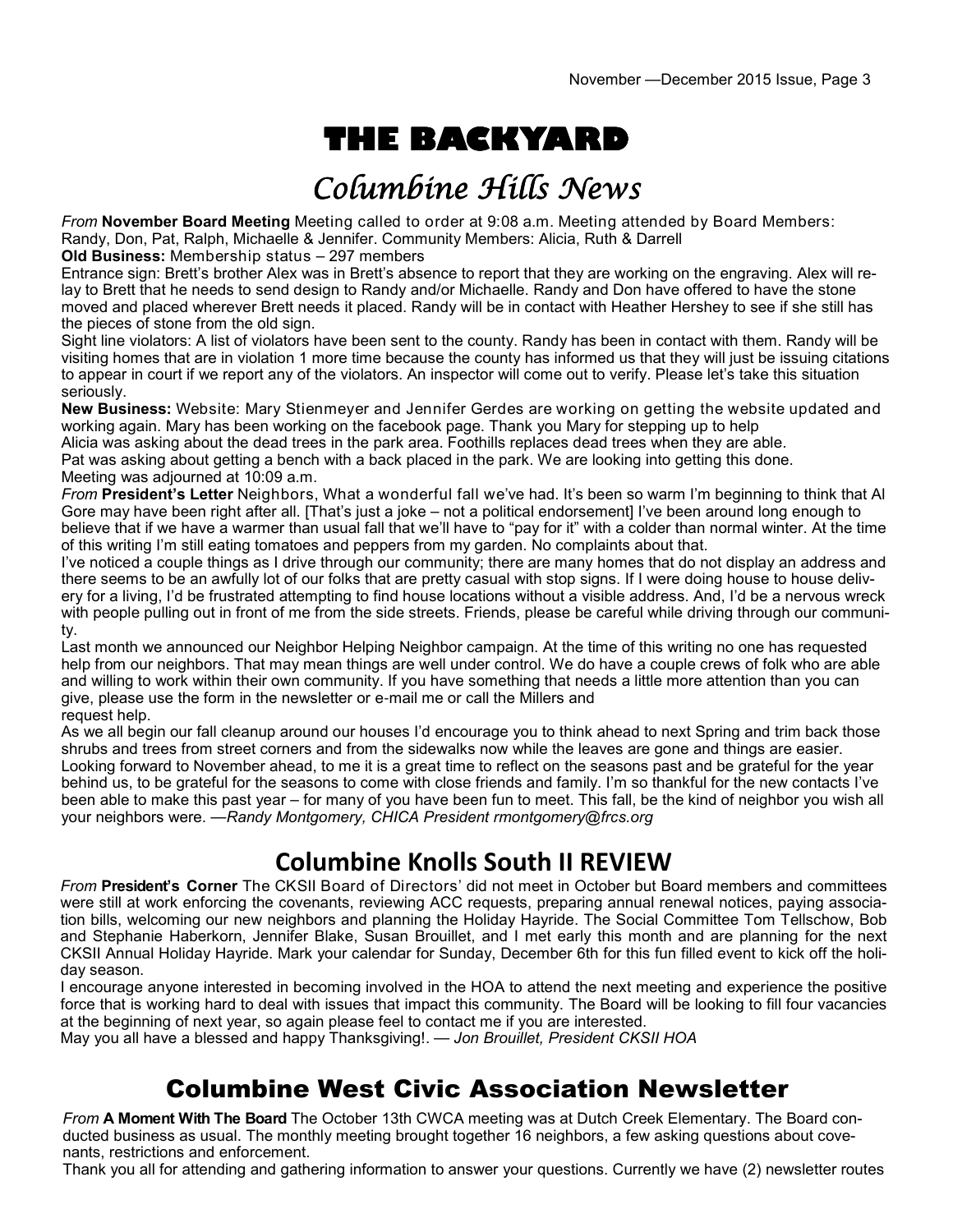# THE BACKYARD

## Columbine Hills News

*From* **November Board Meeting** Meeting called to order at 9:08 a.m. Meeting attended by Board Members: Randy, Don, Pat, Ralph, Michaelle & Jennifer. Community Members: Alicia, Ruth & Darrell

**Old Business:** Membership status – 297 members

Entrance sign: Brett's brother Alex was in Brett's absence to report that they are working on the engraving. Alex will relay to Brett that he needs to send design to Randy and/or Michaelle. Randy and Don have offered to have the stone moved and placed wherever Brett needs it placed. Randy will be in contact with Heather Hershey to see if she still has the pieces of stone from the old sign.

Sight line violators: A list of violators have been sent to the county. Randy has been in contact with them. Randy will be visiting homes that are in violation 1 more time because the county has informed us that they will just be issuing citations to appear in court if we report any of the violators. An inspector will come out to verify. Please let's take this situation seriously.

**New Business:** Website: Mary Stienmeyer and Jennifer Gerdes are working on getting the website updated and working again. Mary has been working on the facebook page. Thank you Mary for stepping up to help

Alicia was asking about the dead trees in the park area. Foothills replaces dead trees when they are able.

Pat was asking about getting a bench with a back placed in the park. We are looking into getting this done.

Meeting was adjourned at 10:09 a.m.

*From* **President's Letter** Neighbors, What a wonderful fall we've had. It's been so warm I'm beginning to think that Al Gore may have been right after all. [That's just a joke – not a political endorsement] I've been around long enough to believe that if we have a warmer than usual fall that we'll have to "pay for it" with a colder than normal winter. At the time of this writing I'm still eating tomatoes and peppers from my garden. No complaints about that.

I've noticed a couple things as I drive through our community; there are many homes that do not display an address and there seems to be an awfully lot of our folks that are pretty casual with stop signs. If I were doing house to house delivery for a living, I'd be frustrated attempting to find house locations without a visible address. And, I'd be a nervous wreck with people pulling out in front of me from the side streets. Friends, please be careful while driving through our community.

Last month we announced our Neighbor Helping Neighbor campaign. At the time of this writing no one has requested help from our neighbors. That may mean things are well under control. We do have a couple crews of folk who are able and willing to work within their own community. If you have something that needs a little more attention than you can give, please use the form in the newsletter or e-mail me or call the Millers and request help.

As we all begin our fall cleanup around our houses I'd encourage you to think ahead to next Spring and trim back those shrubs and trees from street corners and from the sidewalks now while the leaves are gone and things are easier.

Looking forward to November ahead, to me it is a great time to reflect on the seasons past and be grateful for the year behind us, to be grateful for the seasons to come with close friends and family. I'm so thankful for the new contacts I've been able to make this past year – for many of you have been fun to meet. This fall, be the kind of neighbor you wish all your neighbors were. —*Randy Montgomery, CHICA President rmontgomery@frcs.org*

## Columbine Knolls South II REVIEW

*From* **President's Corner** The CKSII Board of Directors' did not meet in October but Board members and committees were still at work enforcing the covenants, reviewing ACC requests, preparing annual renewal notices, paying association bills, welcoming our new neighbors and planning the Holiday Hayride. The Social Committee Tom Tellschow, Bob and Stephanie Haberkorn, Jennifer Blake, Susan Brouillet, and I met early this month and are planning for the next CKSII Annual Holiday Hayride. Mark your calendar for Sunday, December 6th for this fun filled event to kick off the holiday season.

I encourage anyone interested in becoming involved in the HOA to attend the next meeting and experience the positive force that is working hard to deal with issues that impact this community. The Board will be looking to fill four vacancies at the beginning of next year, so again please feel to contact me if you are interested.

May you all have a blessed and happy Thanksgiving!. — *Jon Brouillet, President CKSII HOA*

## Columbine West Civic Association Newsletter

*From* **A Moment With The Board** The October 13th CWCA meeting was at Dutch Creek Elementary. The Board conducted business as usual. The monthly meeting brought together 16 neighbors, a few asking questions about covenants, restrictions and enforcement.

Thank you all for attending and gathering information to answer your questions. Currently we have (2) newsletter routes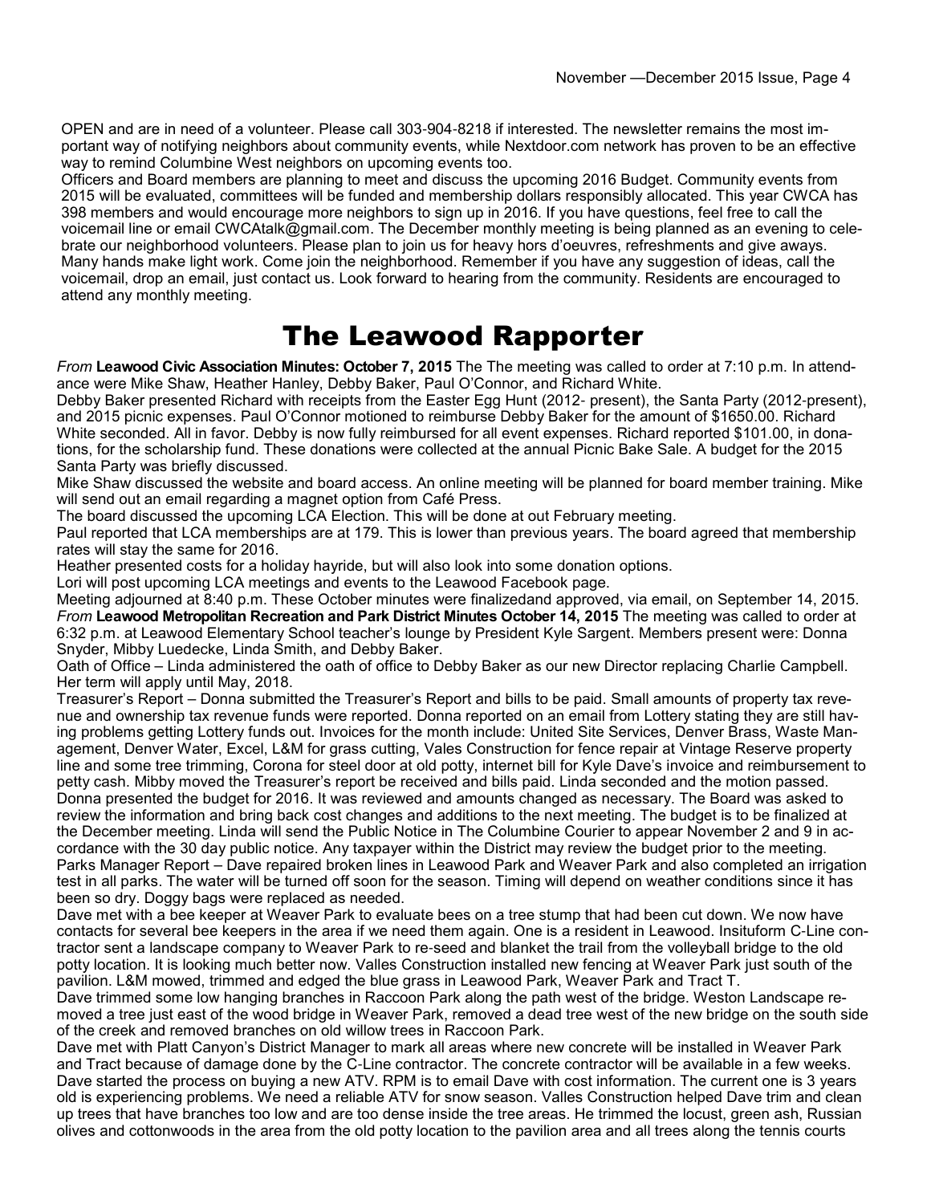OPEN and are in need of a volunteer. Please call 303-904-8218 if interested. The newsletter remains the most important way of notifying neighbors about community events, while Nextdoor.com network has proven to be an effective way to remind Columbine West neighbors on upcoming events too.

Officers and Board members are planning to meet and discuss the upcoming 2016 Budget. Community events from 2015 will be evaluated, committees will be funded and membership dollars responsibly allocated. This year CWCA has 398 members and would encourage more neighbors to sign up in 2016. If you have questions, feel free to call the voicemail line or email CWCAtalk@gmail.com. The December monthly meeting is being planned as an evening to celebrate our neighborhood volunteers. Please plan to join us for heavy hors d'oeuvres, refreshments and give aways. Many hands make light work. Come join the neighborhood. Remember if you have any suggestion of ideas, call the voicemail, drop an email, just contact us. Look forward to hearing from the community. Residents are encouraged to attend any monthly meeting.

# The Leawood Rapporter

*From* **Leawood Civic Association Minutes: October 7, 2015** The The meeting was called to order at 7:10 p.m. In attendance were Mike Shaw, Heather Hanley, Debby Baker, Paul O'Connor, and Richard White.

Debby Baker presented Richard with receipts from the Easter Egg Hunt (2012- present), the Santa Party (2012-present), and 2015 picnic expenses. Paul O'Connor motioned to reimburse Debby Baker for the amount of $1650.00. Richard White seconded. All in favor. Debby is now fully reimbursed for all event expenses. Richard reported $101.00, in donations, for the scholarship fund. These donations were collected at the annual Picnic Bake Sale. A budget for the 2015 Santa Party was briefly discussed.

Mike Shaw discussed the website and board access. An online meeting will be planned for board member training. Mike will send out an email regarding a magnet option from Café Press.

The board discussed the upcoming LCA Election. This will be done at out February meeting.

Paul reported that LCA memberships are at 179. This is lower than previous years. The board agreed that membership rates will stay the same for 2016.

Heather presented costs for a holiday hayride, but will also look into some donation options.

Lori will post upcoming LCA meetings and events to the Leawood Facebook page.

Meeting adjourned at 8:40 p.m. These October minutes were finalizedand approved, via email, on September 14, 2015.

*From* **Leawood Metropolitan Recreation and Park District Minutes October 14, 2015** The meeting was called to order at 6:32 p.m. at Leawood Elementary School teacher's lounge by President Kyle Sargent. Members present were: Donna Snyder, Mibby Luedecke, Linda Smith, and Debby Baker.

Oath of Office – Linda administered the oath of office to Debby Baker as our new Director replacing Charlie Campbell. Her term will apply until May, 2018.

Treasurer's Report – Donna submitted the Treasurer's Report and bills to be paid. Small amounts of property tax revenue and ownership tax revenue funds were reported. Donna reported on an email from Lottery stating they are still having problems getting Lottery funds out. Invoices for the month include: United Site Services, Denver Brass, Waste Management, Denver Water, Excel, L&M for grass cutting, Vales Construction for fence repair at Vintage Reserve property line and some tree trimming, Corona for steel door at old potty, internet bill for Kyle Dave's invoice and reimbursement to petty cash. Mibby moved the Treasurer's report be received and bills paid. Linda seconded and the motion passed.

Donna presented the budget for 2016. It was reviewed and amounts changed as necessary. The Board was asked to review the information and bring back cost changes and additions to the next meeting. The budget is to be finalized at the December meeting. Linda will send the Public Notice in The Columbine Courier to appear November 2 and 9 in accordance with the 30 day public notice. Any taxpayer within the District may review the budget prior to the meeting.

Parks Manager Report – Dave repaired broken lines in Leawood Park and Weaver Park and also completed an irrigation test in all parks. The water will be turned off soon for the season. Timing will depend on weather conditions since it has been so dry. Doggy bags were replaced as needed.

Dave met with a bee keeper at Weaver Park to evaluate bees on a tree stump that had been cut down. We now have contacts for several bee keepers in the area if we need them again. One is a resident in Leawood. Insituform C-Line contractor sent a landscape company to Weaver Park to re-seed and blanket the trail from the volleyball bridge to the old potty location. It is looking much better now. Valles Construction installed new fencing at Weaver Park just south of the pavilion. L&M mowed, trimmed and edged the blue grass in Leawood Park, Weaver Park and Tract T.

Dave trimmed some low hanging branches in Raccoon Park along the path west of the bridge. Weston Landscape removed a tree just east of the wood bridge in Weaver Park, removed a dead tree west of the new bridge on the south side of the creek and removed branches on old willow trees in Raccoon Park.

Dave met with Platt Canyon's District Manager to mark all areas where new concrete will be installed in Weaver Park and Tract because of damage done by the C-Line contractor. The concrete contractor will be available in a few weeks. Dave started the process on buying a new ATV. RPM is to email Dave with cost information. The current one is 3 years old is experiencing problems. We need a reliable ATV for snow season. Valles Construction helped Dave trim and clean up trees that have branches too low and are too dense inside the tree areas. He trimmed the locust, green ash, Russian olives and cottonwoods in the area from the old potty location to the pavilion area and all trees along the tennis courts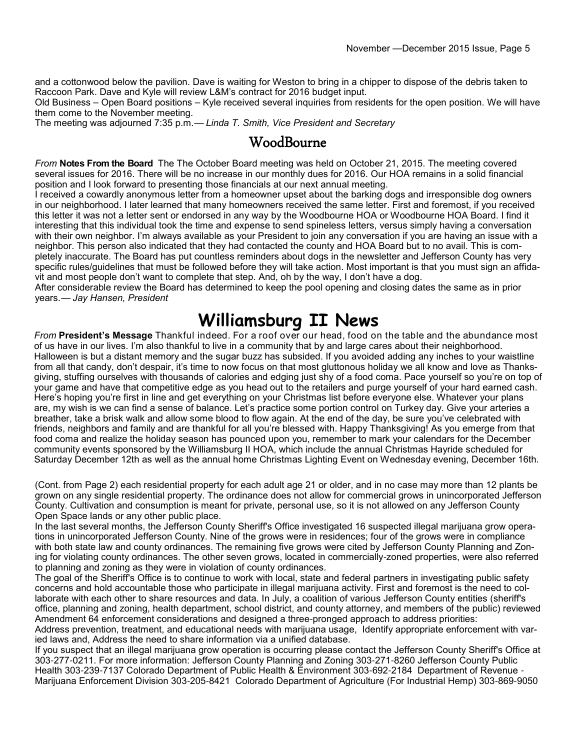and a cottonwood below the pavilion. Dave is waiting for Weston to bring in a chipper to dispose of the debris taken to Raccoon Park. Dave and Kyle will review L&M's contract for 2016 budget input.

Old Business – Open Board positions – Kyle received several inquiries from residents for the open position. We will have them come to the November meeting.

The meeting was adjourned 7:35 p.m.— *Linda T. Smith, Vice President and Secretary*

## WoodBourne

*From* **Notes From the Board** The The October Board meeting was held on October 21, 2015. The meeting covered several issues for 2016. There will be no increase in our monthly dues for 2016. Our HOA remains in a solid financial position and I look forward to presenting those financials at our next annual meeting.

I received a cowardly anonymous letter from a homeowner upset about the barking dogs and irresponsible dog owners in our neighborhood. I later learned that many homeowners received the same letter. First and foremost, if you received this letter it was not a letter sent or endorsed in any way by the Woodbourne HOA or Woodbourne HOA Board. I find it interesting that this individual took the time and expense to send spineless letters, versus simply having a conversation with their own neighbor. I'm always available as your President to join any conversation if you are having an issue with a neighbor. This person also indicated that they had contacted the county and HOA Board but to no avail. This is completely inaccurate. The Board has put countless reminders about dogs in the newsletter and Jefferson County has very specific rules/guidelines that must be followed before they will take action. Most important is that you must sign an affidavit and most people don't want to complete that step. And, oh by the way, I don't have a dog.

After considerable review the Board has determined to keep the pool opening and closing dates the same as in prior years.— *Jay Hansen, President*

# Williamsburg II News

*From* **President's Message** Thankful indeed. For a roof over our head, food on the table and the abundance most of us have in our lives. I'm also thankful to live in a community that by and large cares about their neighborhood. Halloween is but a distant memory and the sugar buzz has subsided. If you avoided adding any inches to your waistline from all that candy, don't despair, it's time to now focus on that most gluttonous holiday we all know and love as Thanksgiving, stuffing ourselves with thousands of calories and edging just shy of a food coma. Pace yourself so you're on top of your game and have that competitive edge as you head out to the retailers and purge yourself of your hard earned cash. Here's hoping you're first in line and get everything on your Christmas list before everyone else. Whatever your plans are, my wish is we can find a sense of balance. Let's practice some portion control on Turkey day. Give your arteries a breather, take a brisk walk and allow some blood to flow again. At the end of the day, be sure you've celebrated with friends, neighbors and family and are thankful for all you're blessed with. Happy Thanksgiving! As you emerge from that food coma and realize the holiday season has pounced upon you, remember to mark your calendars for the December community events sponsored by the Williamsburg II HOA, which include the annual Christmas Hayride scheduled for Saturday December 12th as well as the annual home Christmas Lighting Event on Wednesday evening, December 16th.

(Cont. from Page 2) each residential property for each adult age 21 or older, and in no case may more than 12 plants be grown on any single residential property. The ordinance does not allow for commercial grows in unincorporated Jefferson County. Cultivation and consumption is meant for private, personal use, so it is not allowed on any Jefferson County Open Space lands or any other public place.

In the last several months, the Jefferson County Sheriff's Office investigated 16 suspected illegal marijuana grow operations in unincorporated Jefferson County. Nine of the grows were in residences; four of the grows were in compliance with both state law and county ordinances. The remaining five grows were cited by Jefferson County Planning and Zoning for violating county ordinances. The other seven grows, located in commercially-zoned properties, were also referred to planning and zoning as they were in violation of county ordinances.

The goal of the Sheriff's Office is to continue to work with local, state and federal partners in investigating public safety concerns and hold accountable those who participate in illegal marijuana activity. First and foremost is the need to collaborate with each other to share resources and data. In July, a coalition of various Jefferson County entities (sheriff's office, planning and zoning, health department, school district, and county attorney, and members of the public) reviewed Amendment 64 enforcement considerations and designed a three-pronged approach to address priorities:

Address prevention, treatment, and educational needs with marijuana usage, Identify appropriate enforcement with varied laws and, Address the need to share information via a unified database.

If you suspect that an illegal marijuana grow operation is occurring please contact the Jefferson County Sheriff's Office at 303-277-0211. For more information: Jefferson County Planning and Zoning 303-271-8260 Jefferson County Public Health 303-239-7137 Colorado Department of Public Health & Environment 303-692-2184 Department of Revenue - Marijuana Enforcement Division 303-205-8421 Colorado Department of Agriculture (For Industrial Hemp) 303-869-9050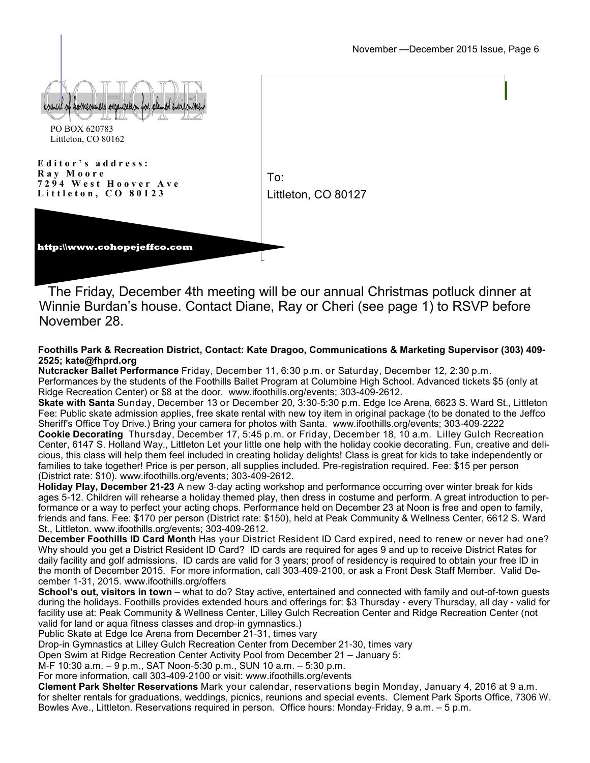COHOPE

council of homeowners organization for planned environment

PO BOX 620783
Littleton, CO 80162

**Editor's address:**
**Ray Moore**
**7294 West Hoover Ave**
**Littleton, CO 80123**

To:
Littleton, CO 80127

**http:\\www.cohopejeffco.com**

The Friday, December 4th meeting will be our annual Christmas potluck dinner at Winnie Burdan's house. Contact Diane, Ray or Cheri (see page 1) to RSVP before November 28.

**Foothills Park & Recreation District, Contact: Kate Dragoo, Communications & Marketing Supervisor (303) 409-2525; kate@fhprd.org**

**Nutcracker Ballet Performance** Friday, December 11, 6:30 p.m. or Saturday, December 12, 2:30 p.m. Performances by the students of the Foothills Ballet Program at Columbine High School. Advanced tickets $5 (only at Ridge Recreation Center) or $8 at the door. www.ifoothills.org/events; 303-409-2612.

**Skate with Santa** Sunday, December 13 or December 20, 3:30-5:30 p.m. Edge Ice Arena, 6623 S. Ward St., Littleton Fee: Public skate admission applies, free skate rental with new toy item in original package (to be donated to the Jeffco Sheriff's Office Toy Drive.) Bring your camera for photos with Santa. www.ifoothills.org/events; 303-409-2222

**Cookie Decorating** Thursday, December 17, 5:45 p.m. or Friday, December 18, 10 a.m. Lilley Gulch Recreation Center, 6147 S. Holland Way., Littleton Let your little one help with the holiday cookie decorating. Fun, creative and delicious, this class will help them feel included in creating holiday delights! Class is great for kids to take independently or families to take together! Price is per person, all supplies included. Pre-registration required. Fee: $15 per person (District rate: $10). www.ifoothills.org/events; 303-409-2612.

**Holiday Play, December 21-23** A new 3-day acting workshop and performance occurring over winter break for kids ages 5-12. Children will rehearse a holiday themed play, then dress in costume and perform. A great introduction to performance or a way to perfect your acting chops. Performance held on December 23 at Noon is free and open to family, friends and fans. Fee: $170 per person (District rate: $150), held at Peak Community & Wellness Center, 6612 S. Ward St., Littleton. www.ifoothills.org/events; 303-409-2612.

**December Foothills ID Card Month** Has your District Resident ID Card expired, need to renew or never had one? Why should you get a District Resident ID Card? ID cards are required for ages 9 and up to receive District Rates for daily facility and golf admissions. ID cards are valid for 3 years; proof of residency is required to obtain your free ID in the month of December 2015. For more information, call 303-409-2100, or ask a Front Desk Staff Member. Valid December 1-31, 2015. www.ifoothills.org/offers

**School's out, visitors in town** – what to do? Stay active, entertained and connected with family and out-of-town guests during the holidays. Foothills provides extended hours and offerings for: $3 Thursday - every Thursday, all day - valid for facility use at: Peak Community & Wellness Center, Lilley Gulch Recreation Center and Ridge Recreation Center (not valid for land or aqua fitness classes and drop-in gymnastics.)

Public Skate at Edge Ice Arena from December 21-31, times vary

Drop-in Gymnastics at Lilley Gulch Recreation Center from December 21-30, times vary

Open Swim at Ridge Recreation Center Activity Pool from December 21 – January 5:

M-F 10:30 a.m. – 9 p.m., SAT Noon-5:30 p.m., SUN 10 a.m. – 5:30 p.m.

For more information, call 303-409-2100 or visit: www.ifoothills.org/events

**Clement Park Shelter Reservations** Mark your calendar, reservations begin Monday, January 4, 2016 at 9 a.m. for shelter rentals for graduations, weddings, picnics, reunions and special events. Clement Park Sports Office, 7306 W. Bowles Ave., Littleton. Reservations required in person. Office hours: Monday-Friday, 9 a.m. – 5 p.m.